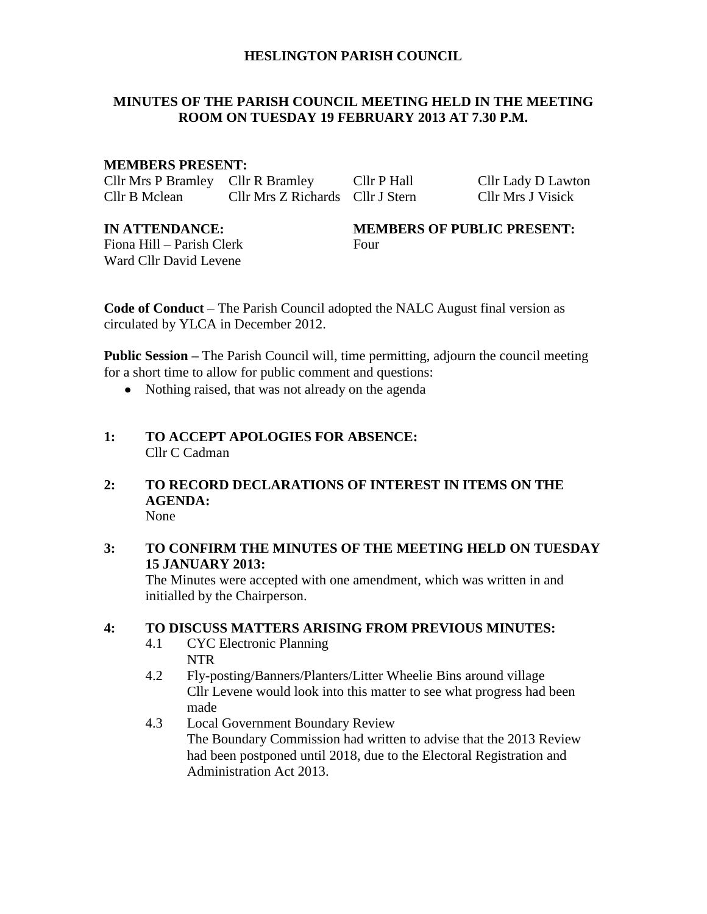# HESLINGTON PARISH COUNCIL

## MINUTES OF THE PARISH COUNCIL MEETING HELD IN THE MEETING ROOM ON TUESDAY 19 FEBRUARY 2013 AT 7.30 P.M.

**MEMBERS PRESENT:**

| | | | |
|---|---|---|---|
| Cllr Mrs P Bramley | Cllr R Bramley | Cllr P Hall | Cllr Lady D Lawton |
| Cllr B Mclean | Cllr Mrs Z Richards | Cllr J Stern | Cllr Mrs J Visick |

**IN ATTENDANCE:**
Fiona Hill – Parish Clerk
Ward Cllr David Levene

**MEMBERS OF PUBLIC PRESENT:**
Four

**Code of Conduct** – The Parish Council adopted the NALC August final version as circulated by YLCA in December 2012.

**Public Session –** The Parish Council will, time permitting, adjourn the council meeting for a short time to allow for public comment and questions:

- Nothing raised, that was not already on the agenda

**1: TO ACCEPT APOLOGIES FOR ABSENCE:**
Cllr C Cadman

**2: TO RECORD DECLARATIONS OF INTEREST IN ITEMS ON THE AGENDA:**
None

**3: TO CONFIRM THE MINUTES OF THE MEETING HELD ON TUESDAY 15 JANUARY 2013:**
The Minutes were accepted with one amendment, which was written in and initialled by the Chairperson.

**4: TO DISCUSS MATTERS ARISING FROM PREVIOUS MINUTES:**

4.1 CYC Electronic Planning
NTR

4.2 Fly-posting/Banners/Planters/Litter Wheelie Bins around village
Cllr Levene would look into this matter to see what progress had been made

4.3 Local Government Boundary Review
The Boundary Commission had written to advise that the 2013 Review had been postponed until 2018, due to the Electoral Registration and Administration Act 2013.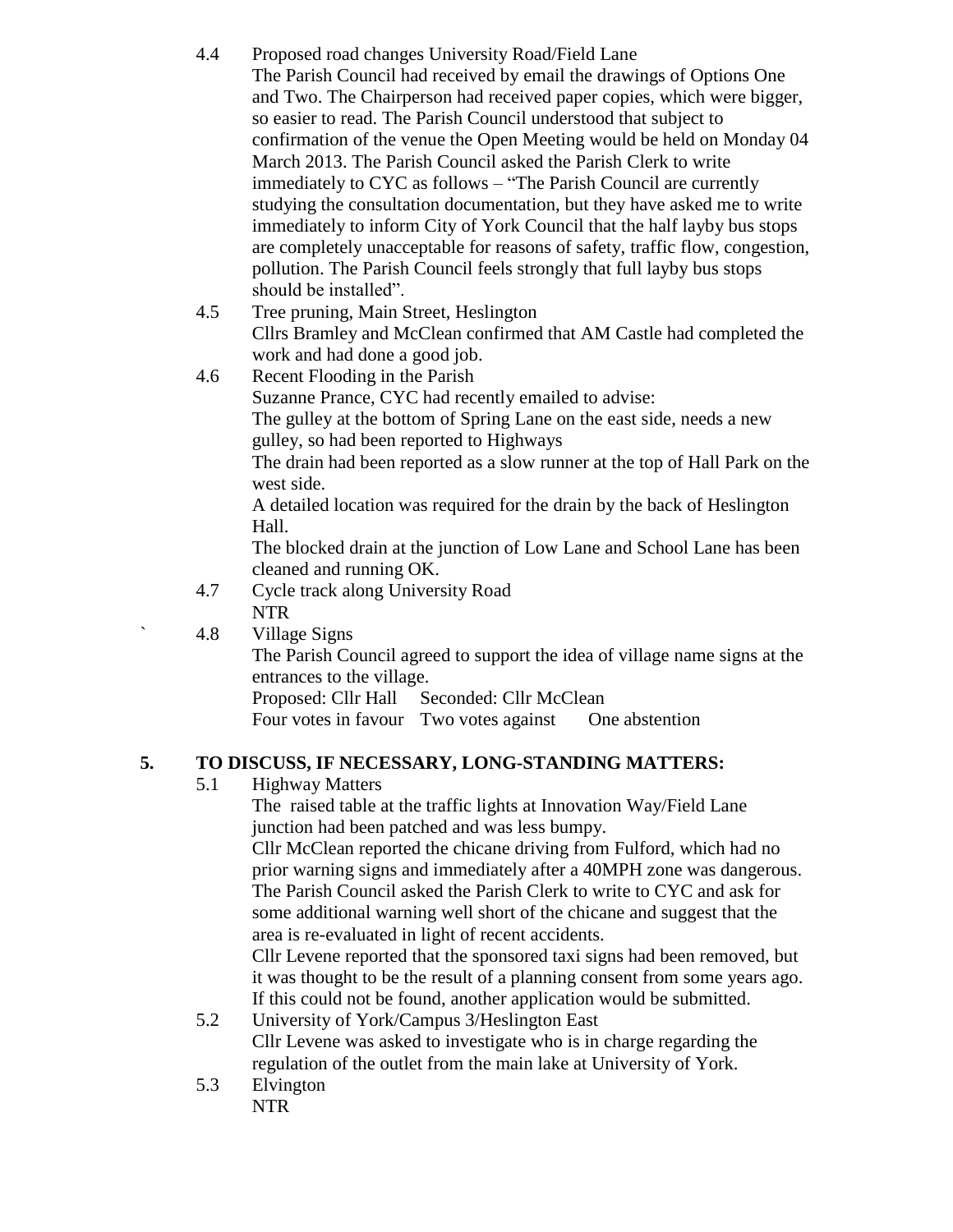4.4 Proposed road changes University Road/Field Lane

The Parish Council had received by email the drawings of Options One and Two. The Chairperson had received paper copies, which were bigger, so easier to read. The Parish Council understood that subject to confirmation of the venue the Open Meeting would be held on Monday 04 March 2013. The Parish Council asked the Parish Clerk to write immediately to CYC as follows – "The Parish Council are currently studying the consultation documentation, but they have asked me to write immediately to inform City of York Council that the half layby bus stops are completely unacceptable for reasons of safety, traffic flow, congestion, pollution. The Parish Council feels strongly that full layby bus stops should be installed".

4.5 Tree pruning, Main Street, Heslington

Cllrs Bramley and McClean confirmed that AM Castle had completed the work and had done a good job.

4.6 Recent Flooding in the Parish

Suzanne Prance, CYC had recently emailed to advise:

The gulley at the bottom of Spring Lane on the east side, needs a new gulley, so had been reported to Highways

The drain had been reported as a slow runner at the top of Hall Park on the west side.

A detailed location was required for the drain by the back of Heslington Hall.

The blocked drain at the junction of Low Lane and School Lane has been cleaned and running OK.

4.7 Cycle track along University Road

NTR

` 4.8 Village Signs

The Parish Council agreed to support the idea of village name signs at the entrances to the village.

Proposed: Cllr Hall Seconded: Cllr McClean

Four votes in favour Two votes against One abstention

## 5. TO DISCUSS, IF NECESSARY, LONG-STANDING MATTERS:

5.1 Highway Matters

The raised table at the traffic lights at Innovation Way/Field Lane junction had been patched and was less bumpy.

Cllr McClean reported the chicane driving from Fulford, which had no prior warning signs and immediately after a 40MPH zone was dangerous. The Parish Council asked the Parish Clerk to write to CYC and ask for some additional warning well short of the chicane and suggest that the area is re-evaluated in light of recent accidents.

Cllr Levene reported that the sponsored taxi signs had been removed, but it was thought to be the result of a planning consent from some years ago. If this could not be found, another application would be submitted.

5.2 University of York/Campus 3/Heslington East

Cllr Levene was asked to investigate who is in charge regarding the regulation of the outlet from the main lake at University of York.

5.3 Elvington

NTR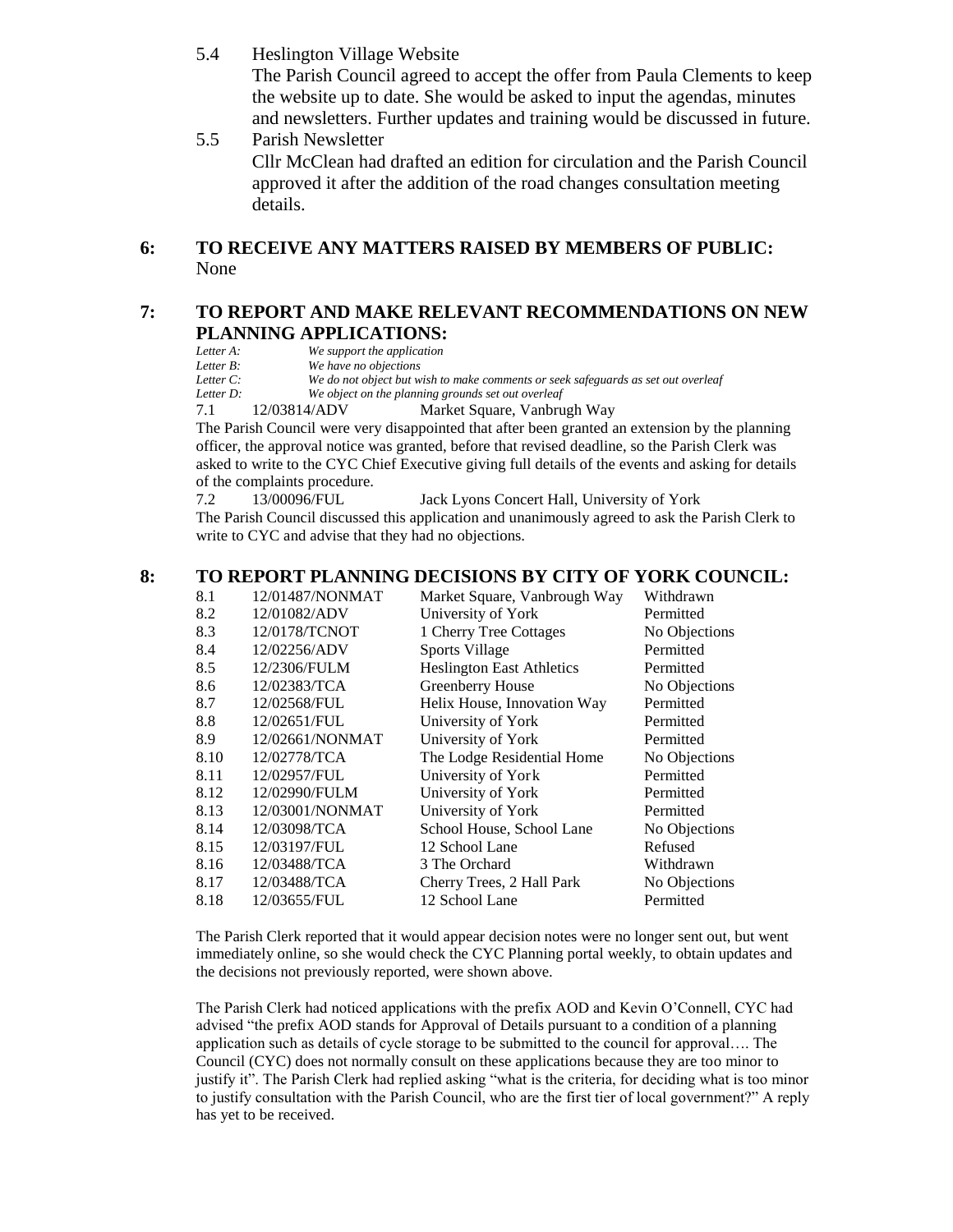5.4 Heslington Village Website

The Parish Council agreed to accept the offer from Paula Clements to keep the website up to date. She would be asked to input the agendas, minutes and newsletters. Further updates and training would be discussed in future.

5.5 Parish Newsletter

Cllr McClean had drafted an edition for circulation and the Parish Council approved it after the addition of the road changes consultation meeting details.

## 6: TO RECEIVE ANY MATTERS RAISED BY MEMBERS OF PUBLIC:

None

## 7: TO REPORT AND MAKE RELEVANT RECOMMENDATIONS ON NEW PLANNING APPLICATIONS:

*Letter A: We support the application*
*Letter B: We have no objections*
*Letter C: We do not object but wish to make comments or seek safeguards as set out overleaf*
*Letter D: We object on the planning grounds set out overleaf*

7.1 12/03814/ADV Market Square, Vanbrugh Way

The Parish Council were very disappointed that after been granted an extension by the planning officer, the approval notice was granted, before that revised deadline, so the Parish Clerk was asked to write to the CYC Chief Executive giving full details of the events and asking for details of the complaints procedure.

7.2 13/00096/FUL Jack Lyons Concert Hall, University of York

The Parish Council discussed this application and unanimously agreed to ask the Parish Clerk to write to CYC and advise that they had no objections.

## 8: TO REPORT PLANNING DECISIONS BY CITY OF YORK COUNCIL:

| | | | |
|---|---|---|---|
| 8.1 | 12/01487/NONMAT | Market Square, Vanbrough Way | Withdrawn |
| 8.2 | 12/01082/ADV | University of York | Permitted |
| 8.3 | 12/0178/TCNOT | 1 Cherry Tree Cottages | No Objections |
| 8.4 | 12/02256/ADV | Sports Village | Permitted |
| 8.5 | 12/2306/FULM | Heslington East Athletics | Permitted |
| 8.6 | 12/02383/TCA | Greenberry House | No Objections |
| 8.7 | 12/02568/FUL | Helix House, Innovation Way | Permitted |
| 8.8 | 12/02651/FUL | University of York | Permitted |
| 8.9 | 12/02661/NONMAT | University of York | Permitted |
| 8.10 | 12/02778/TCA | The Lodge Residential Home | No Objections |
| 8.11 | 12/02957/FUL | University of York | Permitted |
| 8.12 | 12/02990/FULM | University of York | Permitted |
| 8.13 | 12/03001/NONMAT | University of York | Permitted |
| 8.14 | 12/03098/TCA | School House, School Lane | No Objections |
| 8.15 | 12/03197/FUL | 12 School Lane | Refused |
| 8.16 | 12/03488/TCA | 3 The Orchard | Withdrawn |
| 8.17 | 12/03488/TCA | Cherry Trees, 2 Hall Park | No Objections |
| 8.18 | 12/03655/FUL | 12 School Lane | Permitted |

The Parish Clerk reported that it would appear decision notes were no longer sent out, but went immediately online, so she would check the CYC Planning portal weekly, to obtain updates and the decisions not previously reported, were shown above.

The Parish Clerk had noticed applications with the prefix AOD and Kevin O'Connell, CYC had advised "the prefix AOD stands for Approval of Details pursuant to a condition of a planning application such as details of cycle storage to be submitted to the council for approval…. The Council (CYC) does not normally consult on these applications because they are too minor to justify it". The Parish Clerk had replied asking "what is the criteria, for deciding what is too minor to justify consultation with the Parish Council, who are the first tier of local government?" A reply has yet to be received.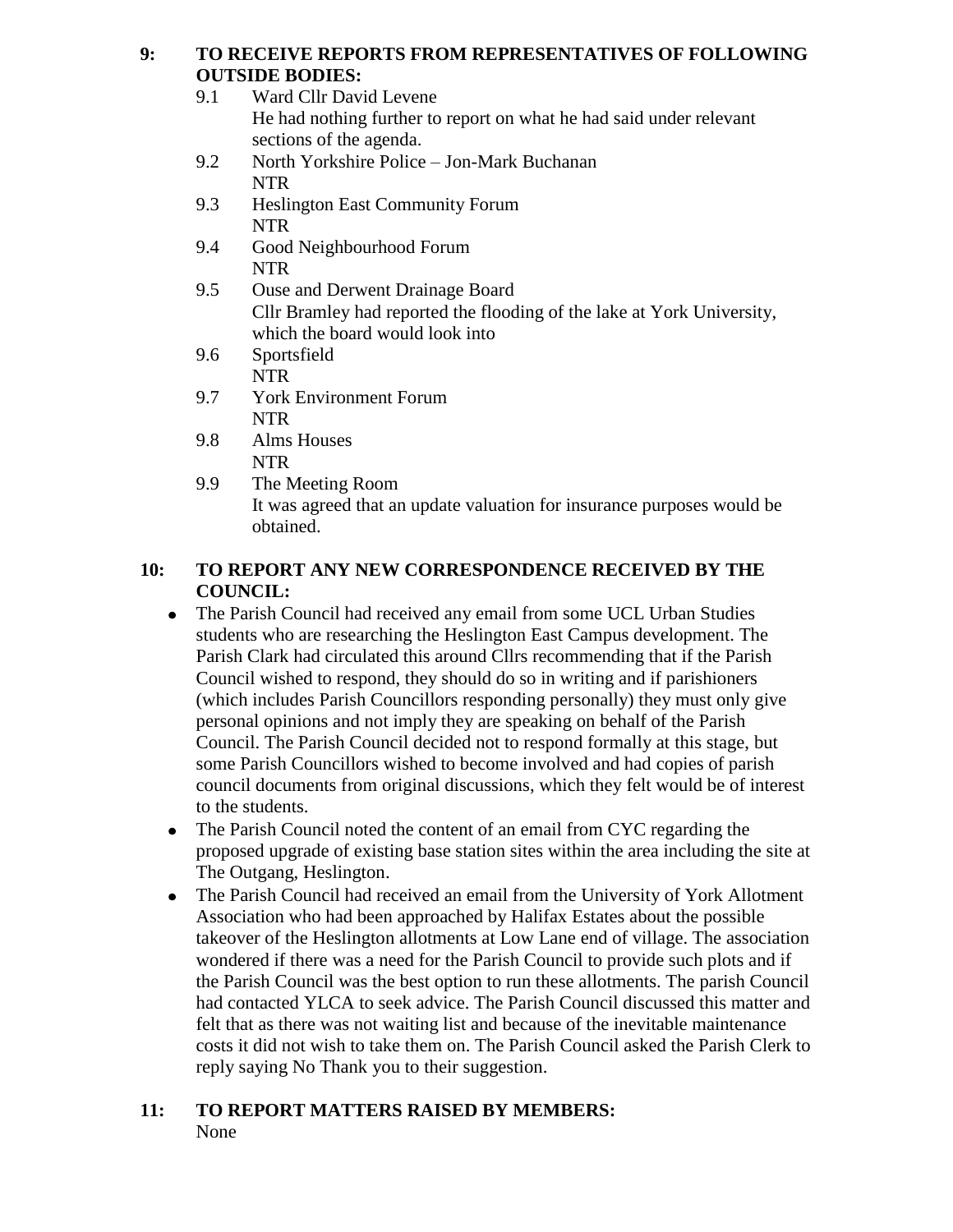**9: TO RECEIVE REPORTS FROM REPRESENTATIVES OF FOLLOWING OUTSIDE BODIES:**

9.1 Ward Cllr David Levene
He had nothing further to report on what he had said under relevant sections of the agenda.

9.2 North Yorkshire Police – Jon-Mark Buchanan
NTR

9.3 Heslington East Community Forum
NTR

9.4 Good Neighbourhood Forum
NTR

9.5 Ouse and Derwent Drainage Board
Cllr Bramley had reported the flooding of the lake at York University, which the board would look into

9.6 Sportsfield
NTR

9.7 York Environment Forum
NTR

9.8 Alms Houses
NTR

9.9 The Meeting Room
It was agreed that an update valuation for insurance purposes would be obtained.

**10: TO REPORT ANY NEW CORRESPONDENCE RECEIVED BY THE COUNCIL:**

- The Parish Council had received any email from some UCL Urban Studies students who are researching the Heslington East Campus development. The Parish Clark had circulated this around Cllrs recommending that if the Parish Council wished to respond, they should do so in writing and if parishioners (which includes Parish Councillors responding personally) they must only give personal opinions and not imply they are speaking on behalf of the Parish Council. The Parish Council decided not to respond formally at this stage, but some Parish Councillors wished to become involved and had copies of parish council documents from original discussions, which they felt would be of interest to the students.
- The Parish Council noted the content of an email from CYC regarding the proposed upgrade of existing base station sites within the area including the site at The Outgang, Heslington.
- The Parish Council had received an email from the University of York Allotment Association who had been approached by Halifax Estates about the possible takeover of the Heslington allotments at Low Lane end of village. The association wondered if there was a need for the Parish Council to provide such plots and if the Parish Council was the best option to run these allotments. The parish Council had contacted YLCA to seek advice. The Parish Council discussed this matter and felt that as there was not waiting list and because of the inevitable maintenance costs it did not wish to take them on. The Parish Council asked the Parish Clerk to reply saying No Thank you to their suggestion.

**11: TO REPORT MATTERS RAISED BY MEMBERS:**
None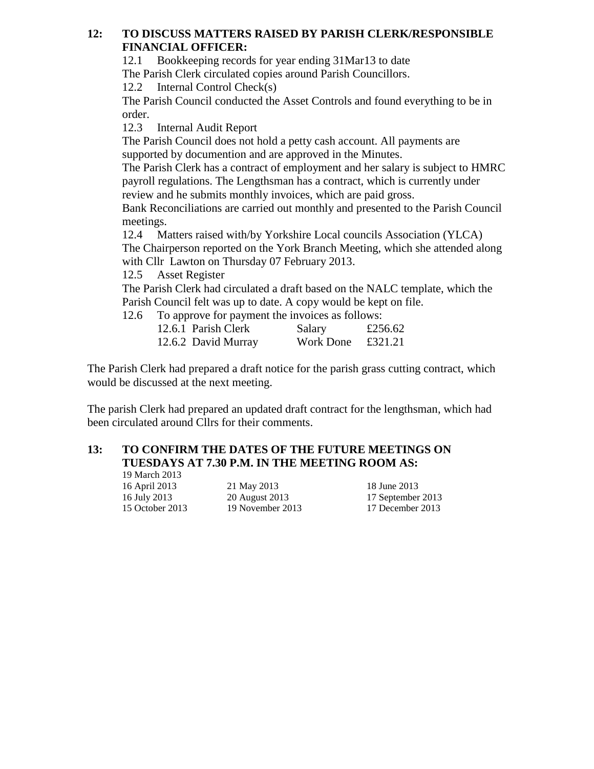**12: TO DISCUSS MATTERS RAISED BY PARISH CLERK/RESPONSIBLE FINANCIAL OFFICER:**

12.1 Bookkeeping records for year ending 31Mar13 to date

The Parish Clerk circulated copies around Parish Councillors.

12.2 Internal Control Check(s)

The Parish Council conducted the Asset Controls and found everything to be in order.

12.3 Internal Audit Report

The Parish Council does not hold a petty cash account. All payments are supported by documention and are approved in the Minutes.

The Parish Clerk has a contract of employment and her salary is subject to HMRC payroll regulations. The Lengthsman has a contract, which is currently under review and he submits monthly invoices, which are paid gross.

Bank Reconciliations are carried out monthly and presented to the Parish Council meetings.

12.4 Matters raised with/by Yorkshire Local councils Association (YLCA)

The Chairperson reported on the York Branch Meeting, which she attended along with Cllr Lawton on Thursday 07 February 2013.

12.5 Asset Register

The Parish Clerk had circulated a draft based on the NALC template, which the Parish Council felt was up to date. A copy would be kept on file.

12.6 To approve for payment the invoices as follows:

| | | |
|---|---|---|
| 12.6.1 Parish Clerk | Salary | £256.62 |
| 12.6.2 David Murray | Work Done | £321.21 |

The Parish Clerk had prepared a draft notice for the parish grass cutting contract, which would be discussed at the next meeting.

The parish Clerk had prepared an updated draft contract for the lengthsman, which had been circulated around Cllrs for their comments.

**13: TO CONFIRM THE DATES OF THE FUTURE MEETINGS ON TUESDAYS AT 7.30 P.M. IN THE MEETING ROOM AS:**

| | | |
|---|---|---|
| 19 March 2013 | | |
| 16 April 2013 | 21 May 2013 | 18 June 2013 |
| 16 July 2013 | 20 August 2013 | 17 September 2013 |
| 15 October 2013 | 19 November 2013 | 17 December 2013 |